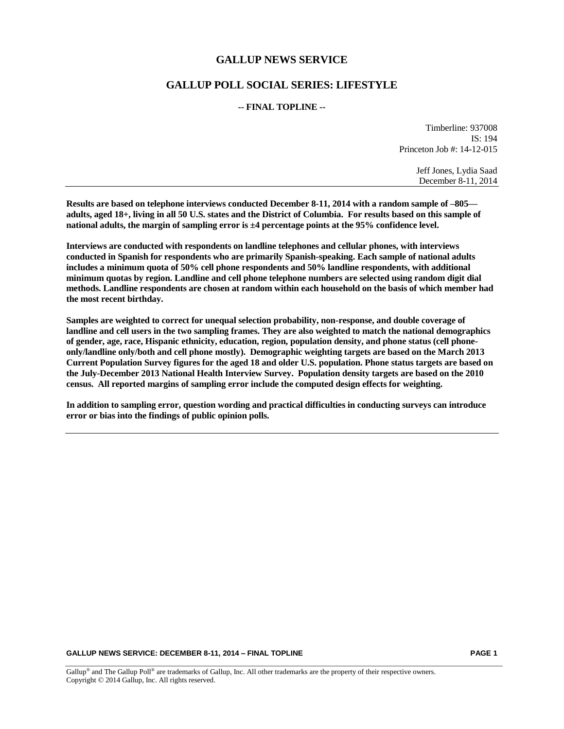# GALLUP NEWS SERVICE

## GALLUP POLL SOCIAL SERIES: LIFESTYLE

**-- FINAL TOPLINE --**

Timberline: 937008
IS: 194
Princeton Job #: 14-12-015

Jeff Jones, Lydia Saad
December 8-11, 2014

---

**Results are based on telephone interviews conducted December 8-11, 2014 with a random sample of –805— adults, aged 18+, living in all 50 U.S. states and the District of Columbia. For results based on this sample of national adults, the margin of sampling error is ±4 percentage points at the 95% confidence level.**

**Interviews are conducted with respondents on landline telephones and cellular phones, with interviews conducted in Spanish for respondents who are primarily Spanish-speaking. Each sample of national adults includes a minimum quota of 50% cell phone respondents and 50% landline respondents, with additional minimum quotas by region. Landline and cell phone telephone numbers are selected using random digit dial methods. Landline respondents are chosen at random within each household on the basis of which member had the most recent birthday.**

**Samples are weighted to correct for unequal selection probability, non-response, and double coverage of landline and cell users in the two sampling frames. They are also weighted to match the national demographics of gender, age, race, Hispanic ethnicity, education, region, population density, and phone status (cell phone-only/landline only/both and cell phone mostly). Demographic weighting targets are based on the March 2013 Current Population Survey figures for the aged 18 and older U.S. population. Phone status targets are based on the July-December 2013 National Health Interview Survey. Population density targets are based on the 2010 census. All reported margins of sampling error include the computed design effects for weighting.**

**In addition to sampling error, question wording and practical difficulties in conducting surveys can introduce error or bias into the findings of public opinion polls.**

---

Gallup® and The Gallup Poll® are trademarks of Gallup, Inc. All other trademarks are the property of their respective owners.
Copyright © 2014 Gallup, Inc. All rights reserved.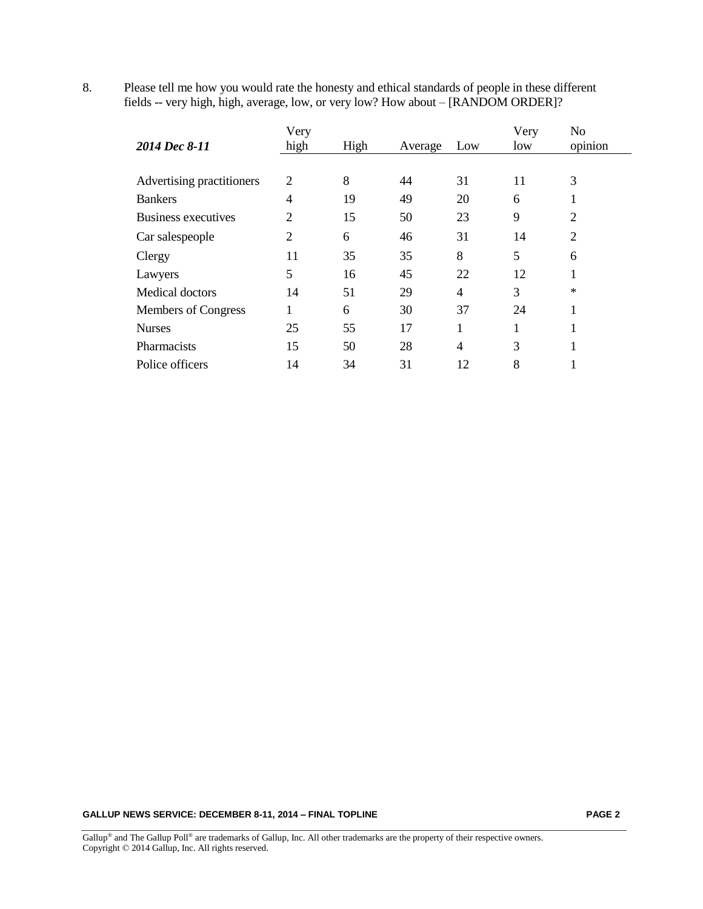8. Please tell me how you would rate the honesty and ethical standards of people in these different fields -- very high, high, average, low, or very low? How about – [RANDOM ORDER]?

| *2014 Dec 8-11* | Very high | High | Average | Low | Very low | No opinion |
|---|---|---|---|---|---|---|
| Advertising practitioners | 2 | 8 | 44 | 31 | 11 | 3 |
| Bankers | 4 | 19 | 49 | 20 | 6 | 1 |
| Business executives | 2 | 15 | 50 | 23 | 9 | 2 |
| Car salespeople | 2 | 6 | 46 | 31 | 14 | 2 |
| Clergy | 11 | 35 | 35 | 8 | 5 | 6 |
| Lawyers | 5 | 16 | 45 | 22 | 12 | 1 |
| Medical doctors | 14 | 51 | 29 | 4 | 3 | * |
| Members of Congress | 1 | 6 | 30 | 37 | 24 | 1 |
| Nurses | 25 | 55 | 17 | 1 | 1 | 1 |
| Pharmacists | 15 | 50 | 28 | 4 | 3 | 1 |
| Police officers | 14 | 34 | 31 | 12 | 8 | 1 |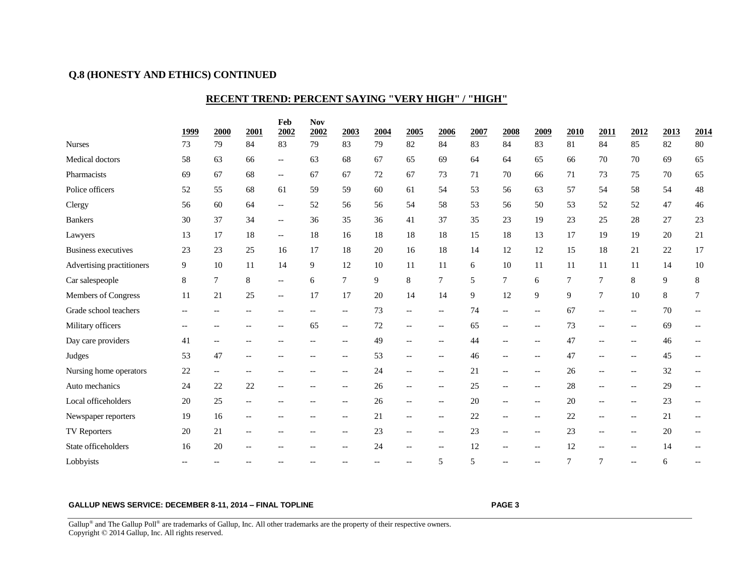**Q.8 (HONESTY AND ETHICS) CONTINUED**

## RECENT TREND: PERCENT SAYING "VERY HIGH" / "HIGH"

| | 1999 | 2000 | 2001 | Feb 2002 | Nov 2002 | 2003 | 2004 | 2005 | 2006 | 2007 | 2008 | 2009 | 2010 | 2011 | 2012 | 2013 | 2014 |
|---|---|---|---|---|---|---|---|---|---|---|---|---|---|---|---|---|---|
| Nurses | 73 | 79 | 84 | 83 | 79 | 83 | 79 | 82 | 84 | 83 | 84 | 83 | 81 | 84 | 85 | 82 | 80 |
| Medical doctors | 58 | 63 | 66 | -- | 63 | 68 | 67 | 65 | 69 | 64 | 64 | 65 | 66 | 70 | 70 | 69 | 65 |
| Pharmacists | 69 | 67 | 68 | -- | 67 | 67 | 72 | 67 | 73 | 71 | 70 | 66 | 71 | 73 | 75 | 70 | 65 |
| Police officers | 52 | 55 | 68 | 61 | 59 | 59 | 60 | 61 | 54 | 53 | 56 | 63 | 57 | 54 | 58 | 54 | 48 |
| Clergy | 56 | 60 | 64 | -- | 52 | 56 | 56 | 54 | 58 | 53 | 56 | 50 | 53 | 52 | 52 | 47 | 46 |
| Bankers | 30 | 37 | 34 | -- | 36 | 35 | 36 | 41 | 37 | 35 | 23 | 19 | 23 | 25 | 28 | 27 | 23 |
| Lawyers | 13 | 17 | 18 | -- | 18 | 16 | 18 | 18 | 18 | 15 | 18 | 13 | 17 | 19 | 19 | 20 | 21 |
| Business executives | 23 | 23 | 25 | 16 | 17 | 18 | 20 | 16 | 18 | 14 | 12 | 12 | 15 | 18 | 21 | 22 | 17 |
| Advertising practitioners | 9 | 10 | 11 | 14 | 9 | 12 | 10 | 11 | 11 | 6 | 10 | 11 | 11 | 11 | 11 | 14 | 10 |
| Car salespeople | 8 | 7 | 8 | -- | 6 | 7 | 9 | 8 | 7 | 5 | 7 | 6 | 7 | 7 | 8 | 9 | 8 |
| Members of Congress | 11 | 21 | 25 | -- | 17 | 17 | 20 | 14 | 14 | 9 | 12 | 9 | 9 | 7 | 10 | 8 | 7 |
| Grade school teachers | -- | -- | -- | -- | -- | -- | 73 | -- | -- | 74 | -- | -- | 67 | -- | -- | 70 | -- |
| Military officers | -- | -- | -- | -- | 65 | -- | 72 | -- | -- | 65 | -- | -- | 73 | -- | -- | 69 | -- |
| Day care providers | 41 | -- | -- | -- | -- | -- | 49 | -- | -- | 44 | -- | -- | 47 | -- | -- | 46 | -- |
| Judges | 53 | 47 | -- | -- | -- | -- | 53 | -- | -- | 46 | -- | -- | 47 | -- | -- | 45 | -- |
| Nursing home operators | 22 | -- | -- | -- | -- | -- | 24 | -- | -- | 21 | -- | -- | 26 | -- | -- | 32 | -- |
| Auto mechanics | 24 | 22 | 22 | -- | -- | -- | 26 | -- | -- | 25 | -- | -- | 28 | -- | -- | 29 | -- |
| Local officeholders | 20 | 25 | -- | -- | -- | -- | 26 | -- | -- | 20 | -- | -- | 20 | -- | -- | 23 | -- |
| Newspaper reporters | 19 | 16 | -- | -- | -- | -- | 21 | -- | -- | 22 | -- | -- | 22 | -- | -- | 21 | -- |
| TV Reporters | 20 | 21 | -- | -- | -- | -- | 23 | -- | -- | 23 | -- | -- | 23 | -- | -- | 20 | -- |
| State officeholders | 16 | 20 | -- | -- | -- | -- | 24 | -- | -- | 12 | -- | -- | 12 | -- | -- | 14 | -- |
| Lobbyists | -- | -- | -- | -- | -- | -- | -- | -- | 5 | 5 | -- | -- | 7 | 7 | -- | 6 | -- |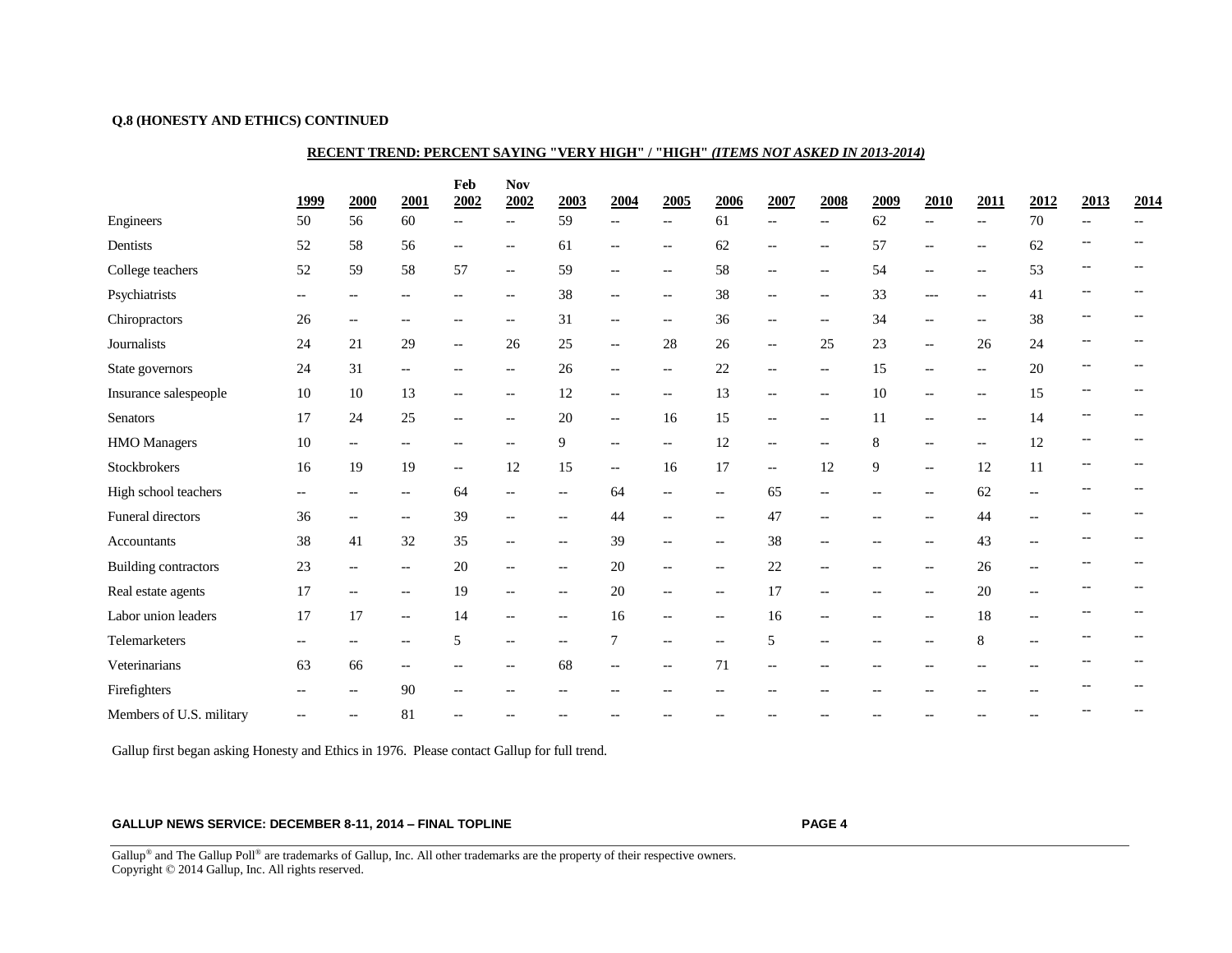**Q.8 (HONESTY AND ETHICS) CONTINUED**

**RECENT TREND: PERCENT SAYING "VERY HIGH" / "HIGH" *(ITEMS NOT ASKED IN 2013-2014)***

| | 1999 | 2000 | 2001 | Feb 2002 | Nov 2002 | 2003 | 2004 | 2005 | 2006 | 2007 | 2008 | 2009 | 2010 | 2011 | 2012 | 2013 | 2014 |
|---|---|---|---|---|---|---|---|---|---|---|---|---|---|---|---|---|---|
| Engineers | 50 | 56 | 60 | -- | -- | 59 | -- | -- | 61 | -- | -- | 62 | -- | -- | 70 | -- | -- |
| Dentists | 52 | 58 | 56 | -- | -- | 61 | -- | -- | 62 | -- | -- | 57 | -- | -- | 62 | -- | -- |
| College teachers | 52 | 59 | 58 | 57 | -- | 59 | -- | -- | 58 | -- | -- | 54 | -- | -- | 53 | -- | -- |
| Psychiatrists | -- | -- | -- | -- | -- | 38 | -- | -- | 38 | -- | -- | 33 | --- | -- | 41 | -- | -- |
| Chiropractors | 26 | -- | -- | -- | -- | 31 | -- | -- | 36 | -- | -- | 34 | -- | -- | 38 | -- | -- |
| Journalists | 24 | 21 | 29 | -- | 26 | 25 | -- | 28 | 26 | -- | 25 | 23 | -- | 26 | 24 | -- | -- |
| State governors | 24 | 31 | -- | -- | -- | 26 | -- | -- | 22 | -- | -- | 15 | -- | -- | 20 | -- | -- |
| Insurance salespeople | 10 | 10 | 13 | -- | -- | 12 | -- | -- | 13 | -- | -- | 10 | -- | -- | 15 | -- | -- |
| Senators | 17 | 24 | 25 | -- | -- | 20 | -- | 16 | 15 | -- | -- | 11 | -- | -- | 14 | -- | -- |
| HMO Managers | 10 | -- | -- | -- | -- | 9 | -- | -- | 12 | -- | -- | 8 | -- | -- | 12 | -- | -- |
| Stockbrokers | 16 | 19 | 19 | -- | 12 | 15 | -- | 16 | 17 | -- | 12 | 9 | -- | 12 | 11 | -- | -- |
| High school teachers | -- | -- | -- | 64 | -- | -- | 64 | -- | -- | 65 | -- | -- | -- | 62 | -- | -- | -- |
| Funeral directors | 36 | -- | -- | 39 | -- | -- | 44 | -- | -- | 47 | -- | -- | -- | 44 | -- | -- | -- |
| Accountants | 38 | 41 | 32 | 35 | -- | -- | 39 | -- | -- | 38 | -- | -- | -- | 43 | -- | -- | -- |
| Building contractors | 23 | -- | -- | 20 | -- | -- | 20 | -- | -- | 22 | -- | -- | -- | 26 | -- | -- | -- |
| Real estate agents | 17 | -- | -- | 19 | -- | -- | 20 | -- | -- | 17 | -- | -- | -- | 20 | -- | -- | -- |
| Labor union leaders | 17 | 17 | -- | 14 | -- | -- | 16 | -- | -- | 16 | -- | -- | -- | 18 | -- | -- | -- |
| Telemarketers | -- | -- | -- | 5 | -- | -- | 7 | -- | -- | 5 | -- | -- | -- | 8 | -- | -- | -- |
| Veterinarians | 63 | 66 | -- | -- | -- | 68 | -- | -- | 71 | -- | -- | -- | -- | -- | -- | -- | -- |
| Firefighters | -- | -- | 90 | -- | -- | -- | -- | -- | -- | -- | -- | -- | -- | -- | -- | -- | -- |
| Members of U.S. military | -- | -- | 81 | -- | -- | -- | -- | -- | -- | -- | -- | -- | -- | -- | -- | -- | -- |

Gallup first began asking Honesty and Ethics in 1976. Please contact Gallup for full trend.

**GALLUP NEWS SERVICE: DECEMBER 8-11, 2014 – FINAL TOPLINE**

Gallup® and The Gallup Poll® are trademarks of Gallup, Inc. All other trademarks are the property of their respective owners.
Copyright © 2014 Gallup, Inc. All rights reserved.